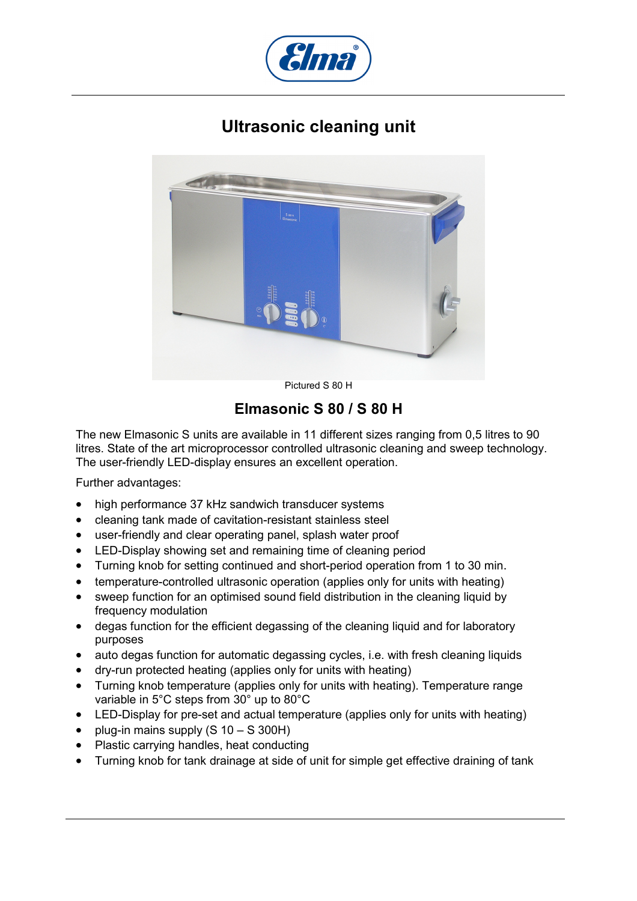# Ultrasonic cleaning unit

Pictured S 80 H

## Elmasonic S 80 / S 80 H

The new Elmasonic S units are available in 11 different sizes ranging from 0,5 litres to 90 litres. State of the art microprocessor controlled ultrasonic cleaning and sweep technology. The user-friendly LED-display ensures an excellent operation.

Further advantages:

- high performance 37 kHz sandwich transducer systems
- cleaning tank made of cavitation-resistant stainless steel
- user-friendly and clear operating panel, splash water proof
- LED-Display showing set and remaining time of cleaning period
- Turning knob for setting continued and short-period operation from 1 to 30 min.
- temperature-controlled ultrasonic operation (applies only for units with heating)
- sweep function for an optimised sound field distribution in the cleaning liquid by frequency modulation
- degas function for the efficient degassing of the cleaning liquid and for laboratory purposes
- auto degas function for automatic degassing cycles, i.e. with fresh cleaning liquids
- dry-run protected heating (applies only for units with heating)
- Turning knob temperature (applies only for units with heating). Temperature range variable in 5°C steps from 30° up to 80°C
- LED-Display for pre-set and actual temperature (applies only for units with heating)
- plug-in mains supply (S 10 – S 300H)
- Plastic carrying handles, heat conducting
- Turning knob for tank drainage at side of unit for simple get effective draining of tank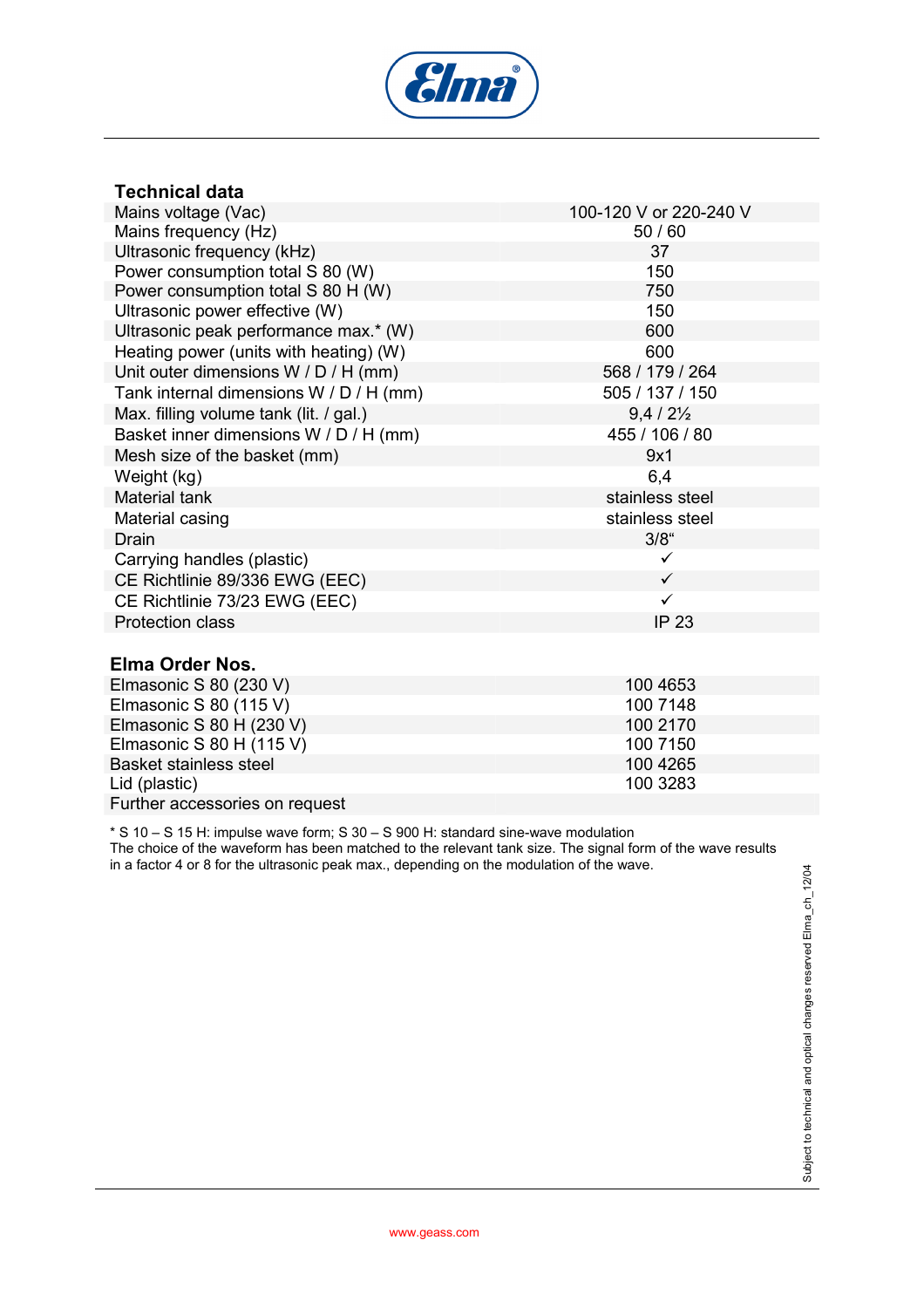## Technical data

| | |
|---|---|
| Mains voltage (Vac) | 100-120 V or 220-240 V |
| Mains frequency (Hz) | 50 / 60 |
| Ultrasonic frequency (kHz) | 37 |
| Power consumption total S 80 (W) | 150 |
| Power consumption total S 80 H (W) | 750 |
| Ultrasonic power effective (W) | 150 |
| Ultrasonic peak performance max.* (W) | 600 |
| Heating power (units with heating) (W) | 600 |
| Unit outer dimensions W / D / H (mm) | 568 / 179 / 264 |
| Tank internal dimensions W / D / H (mm) | 505 / 137 / 150 |
| Max. filling volume tank (lit. / gal.) | 9,4 / 2½ |
| Basket inner dimensions W / D / H (mm) | 455 / 106 / 80 |
| Mesh size of the basket (mm) | 9x1 |
| Weight (kg) | 6,4 |
| Material tank | stainless steel |
| Material casing | stainless steel |
| Drain | 3/8“ |
| Carrying handles (plastic) | ✓ |
| CE Richtlinie 89/336 EWG (EEC) | ✓ |
| CE Richtlinie 73/23 EWG (EEC) | ✓ |
| Protection class | IP 23 |

## Elma Order Nos.

| | |
|---|---|
| Elmasonic S 80 (230 V) | 100 4653 |
| Elmasonic S 80 (115 V) | 100 7148 |
| Elmasonic S 80 H (230 V) | 100 2170 |
| Elmasonic S 80 H (115 V) | 100 7150 |
| Basket stainless steel | 100 4265 |
| Lid (plastic) | 100 3283 |
| Further accessories on request | |

* S 10 – S 15 H: impulse wave form; S 30 – S 900 H: standard sine-wave modulation
The choice of the waveform has been matched to the relevant tank size. The signal form of the wave results in a factor 4 or 8 for the ultrasonic peak max., depending on the modulation of the wave.

Subject to technical and optical changes reserved Elma_ch_12/04

www.geass.com